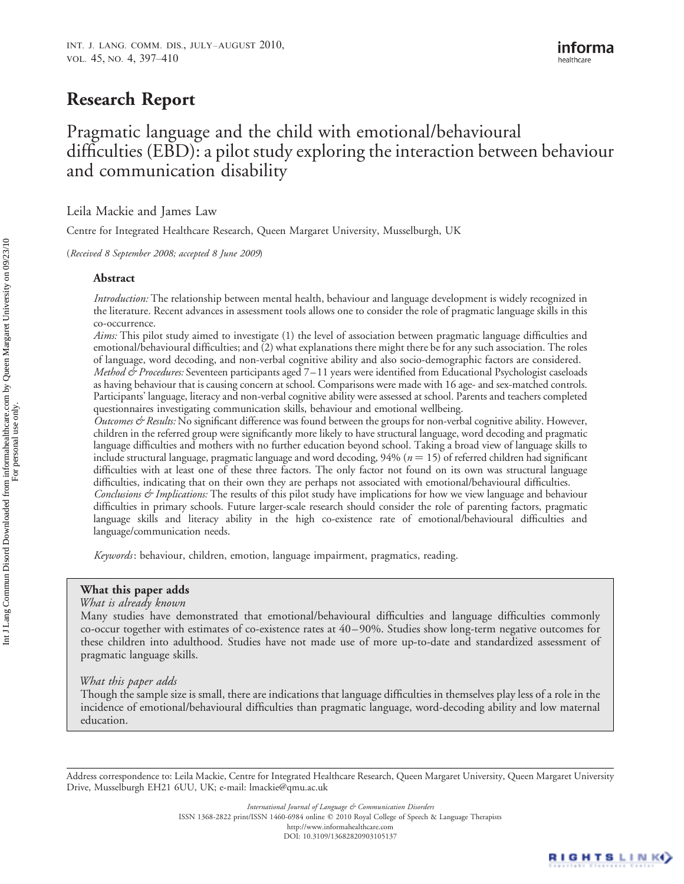# Research Report

## Pragmatic language and the child with emotional/behavioural difficulties (EBD): a pilot study exploring the interaction between behaviour and communication disability

Leila Mackie and James Law

Centre for Integrated Healthcare Research, Queen Margaret University, Musselburgh, UK

*(Received 8 September 2008; accepted 8 June 2009)*

### Abstract

*Introduction:* The relationship between mental health, behaviour and language development is widely recognized in the literature. Recent advances in assessment tools allows one to consider the role of pragmatic language skills in this co-occurrence.

*Aims:* This pilot study aimed to investigate (1) the level of association between pragmatic language difficulties and emotional/behavioural difficulties; and (2) what explanations there might there be for any such association. The roles of language, word decoding, and non-verbal cognitive ability and also socio-demographic factors are considered.

*Method & Procedures:* Seventeen participants aged 7–11 years were identified from Educational Psychologist caseloads as having behaviour that is causing concern at school. Comparisons were made with 16 age- and sex-matched controls. Participants' language, literacy and non-verbal cognitive ability were assessed at school. Parents and teachers completed questionnaires investigating communication skills, behaviour and emotional wellbeing.

*Outcomes & Results:* No significant difference was found between the groups for non-verbal cognitive ability. However, children in the referred group were significantly more likely to have structural language, word decoding and pragmatic language difficulties and mothers with no further education beyond school. Taking a broad view of language skills to include structural language, pragmatic language and word decoding, 94% ($n = 15$) of referred children had significant difficulties with at least one of these three factors. The only factor not found on its own was structural language difficulties, indicating that on their own they are perhaps not associated with emotional/behavioural difficulties.

*Conclusions & Implications:* The results of this pilot study have implications for how we view language and behaviour difficulties in primary schools. Future larger-scale research should consider the role of parenting factors, pragmatic language skills and literacy ability in the high co-existence rate of emotional/behavioural difficulties and language/communication needs.

*Keywords*: behaviour, children, emotion, language impairment, pragmatics, reading.

**What this paper adds**

*What is already known*

Many studies have demonstrated that emotional/behavioural difficulties and language difficulties commonly co-occur together with estimates of co-existence rates at 40–90%. Studies show long-term negative outcomes for these children into adulthood. Studies have not made use of more up-to-date and standardized assessment of pragmatic language skills.

*What this paper adds*

Though the sample size is small, there are indications that language difficulties in themselves play less of a role in the incidence of emotional/behavioural difficulties than pragmatic language, word-decoding ability and low maternal education.

---

Address correspondence to: Leila Mackie, Centre for Integrated Healthcare Research, Queen Margaret University, Queen Margaret University Drive, Musselburgh EH21 6UU, UK; e-mail: lmackie@qmu.ac.uk

*International Journal of Language & Communication Disorders*
ISSN 1368-2822 print/ISSN 1460-6984 online © 2010 Royal College of Speech & Language Therapists
http://www.informahealthcare.com
DOI: 10.3109/13682820903105137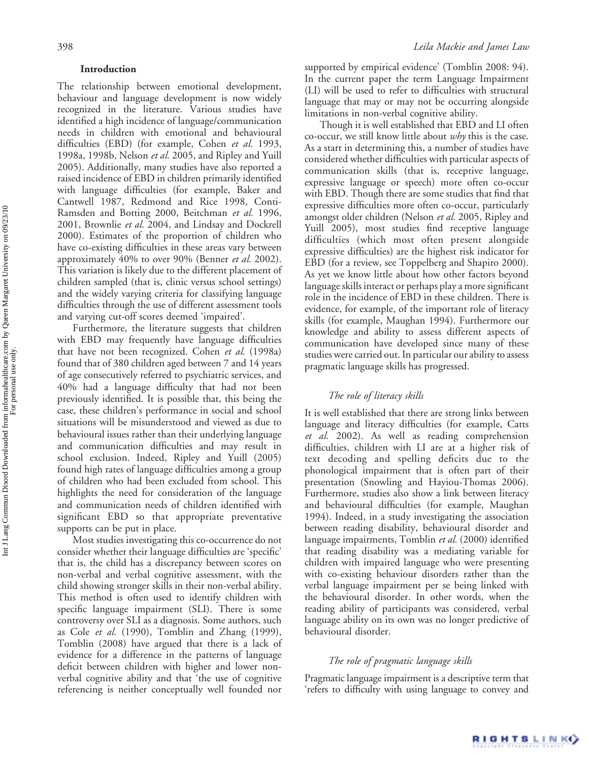## Introduction

The relationship between emotional development, behaviour and language development is now widely recognized in the literature. Various studies have identified a high incidence of language/communication needs in children with emotional and behavioural difficulties (EBD) (for example, Cohen *et al.* 1993, 1998a, 1998b, Nelson *et al.* 2005, and Ripley and Yuill 2005). Additionally, many studies have also reported a raised incidence of EBD in children primarily identified with language difficulties (for example, Baker and Cantwell 1987, Redmond and Rice 1998, Conti-Ramsden and Botting 2000, Beitchman *et al.* 1996, 2001, Brownlie *et al.* 2004, and Lindsay and Dockrell 2000). Estimates of the proportion of children who have co-existing difficulties in these areas vary between approximately 40% to over 90% (Benner *et al.* 2002). This variation is likely due to the different placement of children sampled (that is, clinic versus school settings) and the widely varying criteria for classifying language difficulties through the use of different assessment tools and varying cut-off scores deemed 'impaired'.

Furthermore, the literature suggests that children with EBD may frequently have language difficulties that have not been recognized. Cohen *et al.* (1998a) found that of 380 children aged between 7 and 14 years of age consecutively referred to psychiatric services, and 40% had a language difficulty that had not been previously identified. It is possible that, this being the case, these children's performance in social and school situations will be misunderstood and viewed as due to behavioural issues rather than their underlying language and communication difficulties and may result in school exclusion. Indeed, Ripley and Yuill (2005) found high rates of language difficulties among a group of children who had been excluded from school. This highlights the need for consideration of the language and communication needs of children identified with significant EBD so that appropriate preventative supports can be put in place.

Most studies investigating this co-occurrence do not consider whether their language difficulties are 'specific' that is, the child has a discrepancy between scores on non-verbal and verbal cognitive assessment, with the child showing stronger skills in their non-verbal ability. This method is often used to identify children with specific language impairment (SLI). There is some controversy over SLI as a diagnosis. Some authors, such as Cole *et al.* (1990), Tomblin and Zhang (1999), Tomblin (2008) have argued that there is a lack of evidence for a difference in the patterns of language deficit between children with higher and lower non-verbal cognitive ability and that 'the use of cognitive referencing is neither conceptually well founded nor supported by empirical evidence' (Tomblin 2008: 94). In the current paper the term Language Impairment (LI) will be used to refer to difficulties with structural language that may or may not be occurring alongside limitations in non-verbal cognitive ability.

Though it is well established that EBD and LI often co-occur, we still know little about *why* this is the case. As a start in determining this, a number of studies have considered whether difficulties with particular aspects of communication skills (that is, receptive language, expressive language or speech) more often co-occur with EBD. Though there are some studies that find that expressive difficulties more often co-occur, particularly amongst older children (Nelson *et al.* 2005, Ripley and Yuill 2005), most studies find receptive language difficulties (which most often present alongside expressive difficulties) are the highest risk indicator for EBD (for a review, see Toppelberg and Shapiro 2000). As yet we know little about how other factors beyond language skills interact or perhaps play a more significant role in the incidence of EBD in these children. There is evidence, for example, of the important role of literacy skills (for example, Maughan 1994). Furthermore our knowledge and ability to assess different aspects of communication have developed since many of these studies were carried out. In particular our ability to assess pragmatic language skills has progressed.

### *The role of literacy skills*

It is well established that there are strong links between language and literacy difficulties (for example, Catts *et al.* 2002). As well as reading comprehension difficulties, children with LI are at a higher risk of text decoding and spelling deficits due to the phonological impairment that is often part of their presentation (Snowling and Hayiou-Thomas 2006). Furthermore, studies also show a link between literacy and behavioural difficulties (for example, Maughan 1994). Indeed, in a study investigating the association between reading disability, behavioural disorder and language impairments, Tomblin *et al.* (2000) identified that reading disability was a mediating variable for children with impaired language who were presenting with co-existing behaviour disorders rather than the verbal language impairment per se being linked with the behavioural disorder. In other words, when the reading ability of participants was considered, verbal language ability on its own was no longer predictive of behavioural disorder.

### *The role of pragmatic language skills*

Pragmatic language impairment is a descriptive term that 'refers to difficulty with using language to convey and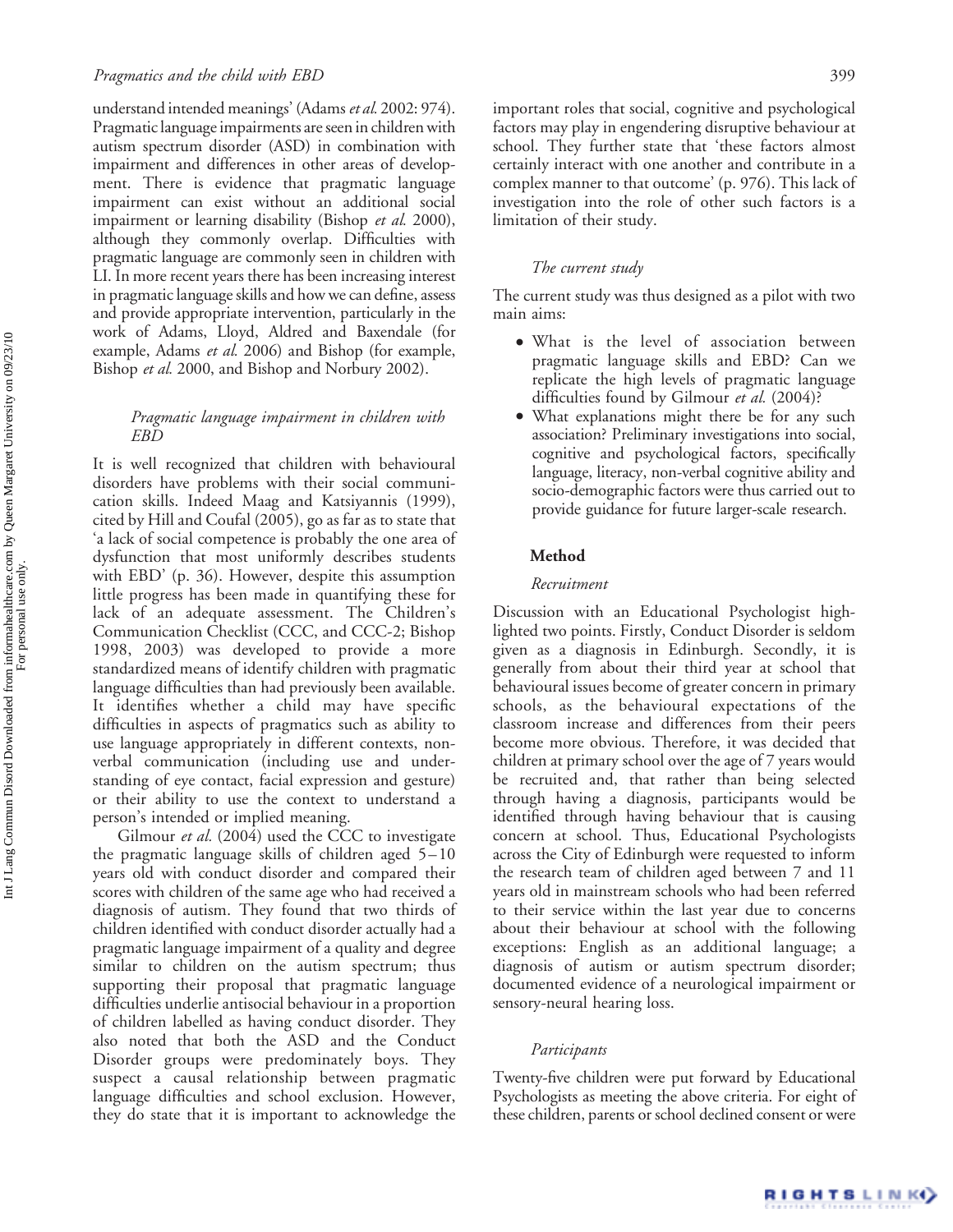understand intended meanings' (Adams *et al.* 2002: 974). Pragmatic language impairments are seen in children with autism spectrum disorder (ASD) in combination with impairment and differences in other areas of development. There is evidence that pragmatic language impairment can exist without an additional social impairment or learning disability (Bishop *et al.* 2000), although they commonly overlap. Difficulties with pragmatic language are commonly seen in children with LI. In more recent years there has been increasing interest in pragmatic language skills and how we can define, assess and provide appropriate intervention, particularly in the work of Adams, Lloyd, Aldred and Baxendale (for example, Adams *et al.* 2006) and Bishop (for example, Bishop *et al.* 2000, and Bishop and Norbury 2002).

### *Pragmatic language impairment in children with EBD*

It is well recognized that children with behavioural disorders have problems with their social communication skills. Indeed Maag and Katsiyannis (1999), cited by Hill and Coufal (2005), go as far as to state that 'a lack of social competence is probably the one area of dysfunction that most uniformly describes students with EBD' (p. 36). However, despite this assumption little progress has been made in quantifying these for lack of an adequate assessment. The Children's Communication Checklist (CCC, and CCC-2; Bishop 1998, 2003) was developed to provide a more standardized means of identify children with pragmatic language difficulties than had previously been available. It identifies whether a child may have specific difficulties in aspects of pragmatics such as ability to use language appropriately in different contexts, non-verbal communication (including use and understanding of eye contact, facial expression and gesture) or their ability to use the context to understand a person's intended or implied meaning.

Gilmour *et al.* (2004) used the CCC to investigate the pragmatic language skills of children aged 5–10 years old with conduct disorder and compared their scores with children of the same age who had received a diagnosis of autism. They found that two thirds of children identified with conduct disorder actually had a pragmatic language impairment of a quality and degree similar to children on the autism spectrum; thus supporting their proposal that pragmatic language difficulties underlie antisocial behaviour in a proportion of children labelled as having conduct disorder. They also noted that both the ASD and the Conduct Disorder groups were predominately boys. They suspect a causal relationship between pragmatic language difficulties and school exclusion. However, they do state that it is important to acknowledge the important roles that social, cognitive and psychological factors may play in engendering disruptive behaviour at school. They further state that 'these factors almost certainly interact with one another and contribute in a complex manner to that outcome' (p. 976). This lack of investigation into the role of other such factors is a limitation of their study.

### *The current study*

The current study was thus designed as a pilot with two main aims:

- What is the level of association between pragmatic language skills and EBD? Can we replicate the high levels of pragmatic language difficulties found by Gilmour *et al.* (2004)?
- What explanations might there be for any such association? Preliminary investigations into social, cognitive and psychological factors, specifically language, literacy, non-verbal cognitive ability and socio-demographic factors were thus carried out to provide guidance for future larger-scale research.

## Method

### *Recruitment*

Discussion with an Educational Psychologist highlighted two points. Firstly, Conduct Disorder is seldom given as a diagnosis in Edinburgh. Secondly, it is generally from about their third year at school that behavioural issues become of greater concern in primary schools, as the behavioural expectations of the classroom increase and differences from their peers become more obvious. Therefore, it was decided that children at primary school over the age of 7 years would be recruited and, that rather than being selected through having a diagnosis, participants would be identified through having behaviour that is causing concern at school. Thus, Educational Psychologists across the City of Edinburgh were requested to inform the research team of children aged between 7 and 11 years old in mainstream schools who had been referred to their service within the last year due to concerns about their behaviour at school with the following exceptions: English as an additional language; a diagnosis of autism or autism spectrum disorder; documented evidence of a neurological impairment or sensory-neural hearing loss.

### *Participants*

Twenty-five children were put forward by Educational Psychologists as meeting the above criteria. For eight of these children, parents or school declined consent or were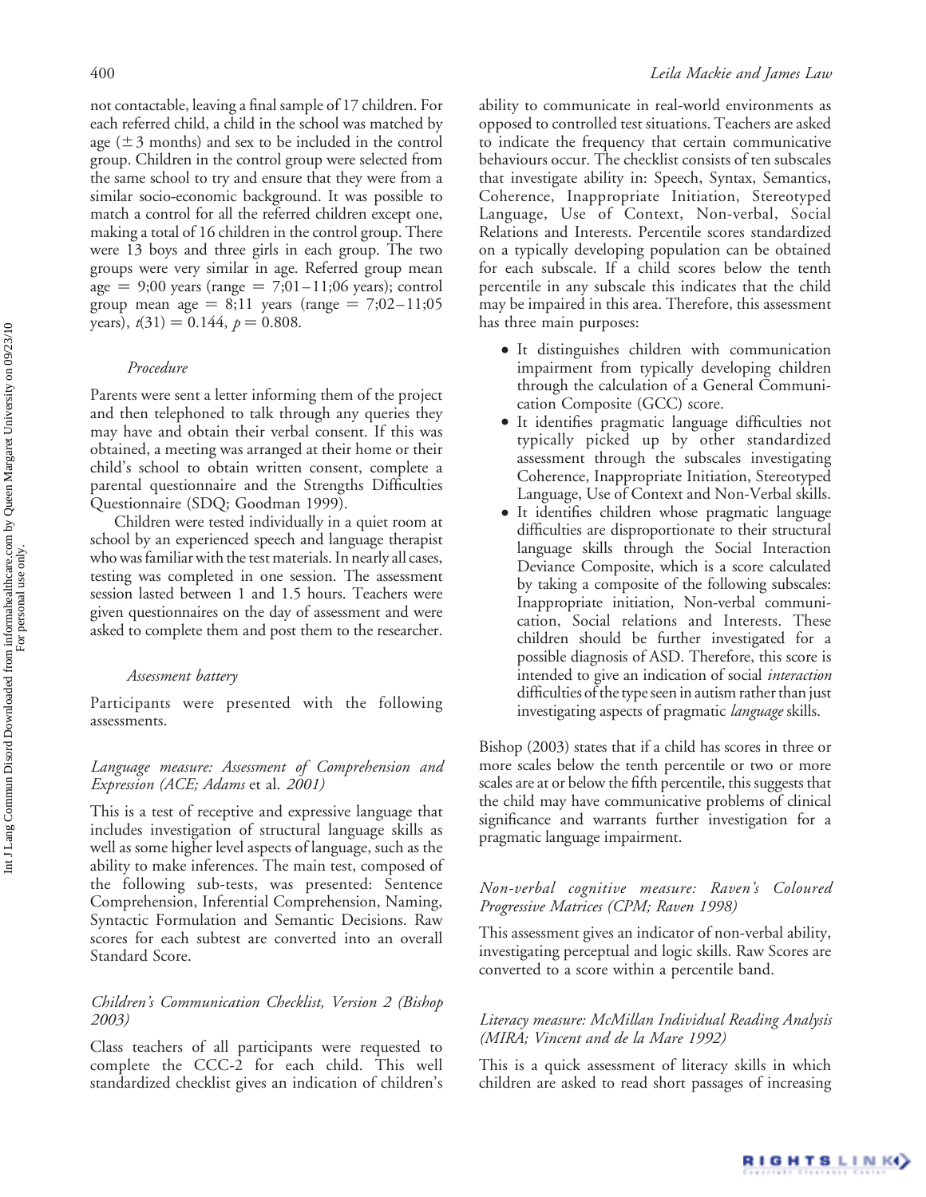not contactable, leaving a final sample of 17 children. For each referred child, a child in the school was matched by age (±3 months) and sex to be included in the control group. Children in the control group were selected from the same school to try and ensure that they were from a similar socio-economic background. It was possible to match a control for all the referred children except one, making a total of 16 children in the control group. There were 13 boys and three girls in each group. The two groups were very similar in age. Referred group mean age = 9;00 years (range = 7;01–11;06 years); control group mean age = 8;11 years (range = 7;02–11;05 years), $t(31) = 0.144$, $p = 0.808$.

### *Procedure*

Parents were sent a letter informing them of the project and then telephoned to talk through any queries they may have and obtain their verbal consent. If this was obtained, a meeting was arranged at their home or their child's school to obtain written consent, complete a parental questionnaire and the Strengths Difficulties Questionnaire (SDQ; Goodman 1999).

Children were tested individually in a quiet room at school by an experienced speech and language therapist who was familiar with the test materials. In nearly all cases, testing was completed in one session. The assessment session lasted between 1 and 1.5 hours. Teachers were given questionnaires on the day of assessment and were asked to complete them and post them to the researcher.

### *Assessment battery*

Participants were presented with the following assessments.

#### *Language measure: Assessment of Comprehension and Expression (ACE; Adams* et al. *2001)*

This is a test of receptive and expressive language that includes investigation of structural language skills as well as some higher level aspects of language, such as the ability to make inferences. The main test, composed of the following sub-tests, was presented: Sentence Comprehension, Inferential Comprehension, Naming, Syntactic Formulation and Semantic Decisions. Raw scores for each subtest are converted into an overall Standard Score.

#### *Children's Communication Checklist, Version 2 (Bishop 2003)*

Class teachers of all participants were requested to complete the CCC-2 for each child. This well standardized checklist gives an indication of children's ability to communicate in real-world environments as opposed to controlled test situations. Teachers are asked to indicate the frequency that certain communicative behaviours occur. The checklist consists of ten subscales that investigate ability in: Speech, Syntax, Semantics, Coherence, Inappropriate Initiation, Stereotyped Language, Use of Context, Non-verbal, Social Relations and Interests. Percentile scores standardized on a typically developing population can be obtained for each subscale. If a child scores below the tenth percentile in any subscale this indicates that the child may be impaired in this area. Therefore, this assessment has three main purposes:

- It distinguishes children with communication impairment from typically developing children through the calculation of a General Communication Composite (GCC) score.
- It identifies pragmatic language difficulties not typically picked up by other standardized assessment through the subscales investigating Coherence, Inappropriate Initiation, Stereotyped Language, Use of Context and Non-Verbal skills.
- It identifies children whose pragmatic language difficulties are disproportionate to their structural language skills through the Social Interaction Deviance Composite, which is a score calculated by taking a composite of the following subscales: Inappropriate initiation, Non-verbal communication, Social relations and Interests. These children should be further investigated for a possible diagnosis of ASD. Therefore, this score is intended to give an indication of social *interaction* difficulties of the type seen in autism rather than just investigating aspects of pragmatic *language* skills.

Bishop (2003) states that if a child has scores in three or more scales below the tenth percentile or two or more scales are at or below the fifth percentile, this suggests that the child may have communicative problems of clinical significance and warrants further investigation for a pragmatic language impairment.

#### *Non-verbal cognitive measure: Raven's Coloured Progressive Matrices (CPM; Raven 1998)*

This assessment gives an indicator of non-verbal ability, investigating perceptual and logic skills. Raw Scores are converted to a score within a percentile band.

#### *Literacy measure: McMillan Individual Reading Analysis (MIRA; Vincent and de la Mare 1992)*

This is a quick assessment of literacy skills in which children are asked to read short passages of increasing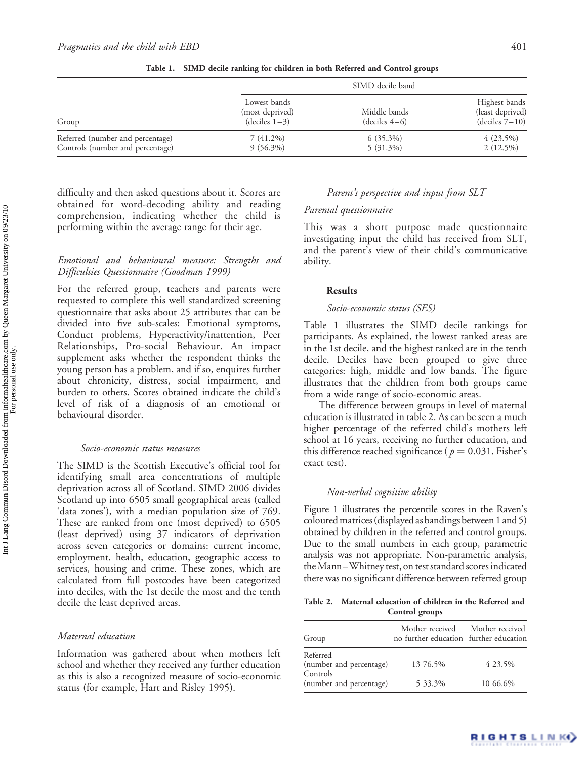**Table 1. SIMD decile ranking for children in both Referred and Control groups**

| Group | SIMD decile band | | |
|---|---|---|---|
| | Lowest bands (most deprived) (deciles 1–3) | Middle bands (deciles 4–6) | Highest bands (least deprived) (deciles 7–10) |
| Referred (number and percentage) | 7 (41.2%) | 6 (35.3%) | 4 (23.5%) |
| Controls (number and percentage) | 9 (56.3%) | 5 (31.3%) | 2 (12.5%) |

difficulty and then asked questions about it. Scores are obtained for word-decoding ability and reading comprehension, indicating whether the child is performing within the average range for their age.

### *Emotional and behavioural measure: Strengths and Difficulties Questionnaire (Goodman 1999)*

For the referred group, teachers and parents were requested to complete this well standardized screening questionnaire that asks about 25 attributes that can be divided into five sub-scales: Emotional symptoms, Conduct problems, Hyperactivity/inattention, Peer Relationships, Pro-social Behaviour. An impact supplement asks whether the respondent thinks the young person has a problem, and if so, enquires further about chronicity, distress, social impairment, and burden to others. Scores obtained indicate the child's level of risk of a diagnosis of an emotional or behavioural disorder.

### *Socio-economic status measures*

The SIMD is the Scottish Executive's official tool for identifying small area concentrations of multiple deprivation across all of Scotland. SIMD 2006 divides Scotland up into 6505 small geographical areas (called 'data zones'), with a median population size of 769. These are ranked from one (most deprived) to 6505 (least deprived) using 37 indicators of deprivation across seven categories or domains: current income, employment, health, education, geographic access to services, housing and crime. These zones, which are calculated from full postcodes have been categorized into deciles, with the 1st decile the most and the tenth decile the least deprived areas.

### *Maternal education*

Information was gathered about when mothers left school and whether they received any further education as this is also a recognized measure of socio-economic status (for example, Hart and Risley 1995).

### *Parent's perspective and input from SLT*

#### *Parental questionnaire*

This was a short purpose made questionnaire investigating input the child has received from SLT, and the parent's view of their child's communicative ability.

## Results

### *Socio-economic status (SES)*

Table 1 illustrates the SIMD decile rankings for participants. As explained, the lowest ranked areas are in the 1st decile, and the highest ranked are in the tenth decile. Deciles have been grouped to give three categories: high, middle and low bands. The figure illustrates that the children from both groups came from a wide range of socio-economic areas.

The difference between groups in level of maternal education is illustrated in table 2. As can be seen a much higher percentage of the referred child's mothers left school at 16 years, receiving no further education, and this difference reached significance ($p = 0.031$, Fisher's exact test).

### *Non-verbal cognitive ability*

Figure 1 illustrates the percentile scores in the Raven's coloured matrices (displayed as bandings between 1 and 5) obtained by children in the referred and control groups. Due to the small numbers in each group, parametric analysis was not appropriate. Non-parametric analysis, the Mann–Whitney test, on test standard scores indicated there was no significant difference between referred group

**Table 2. Maternal education of children in the Referred and Control groups**

| Group | Mother received no further education | Mother received further education |
|---|---|---|
| Referred (number and percentage) | 13 76.5% | 4 23.5% |
| Controls (number and percentage) | 5 33.3% | 10 66.6% |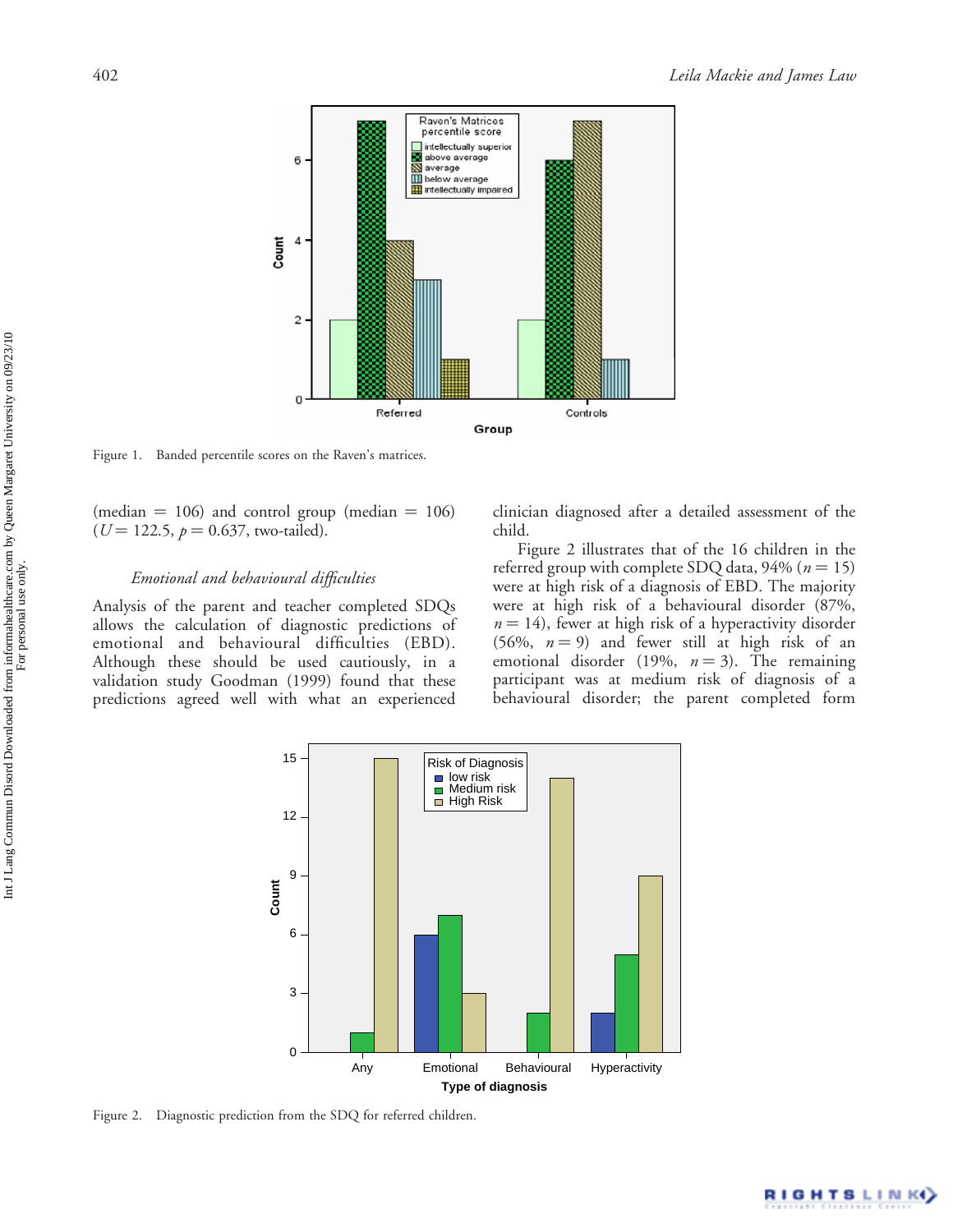Figure 1. Banded percentile scores on the Raven's matrices.

(median = 106) and control group (median = 106) ($U$ = 122.5, $p$ = 0.637, two-tailed).

### *Emotional and behavioural difficulties*

Analysis of the parent and teacher completed SDQs allows the calculation of diagnostic predictions of emotional and behavioural difficulties (EBD). Although these should be used cautiously, in a validation study Goodman (1999) found that these predictions agreed well with what an experienced clinician diagnosed after a detailed assessment of the child.

Figure 2 illustrates that of the 16 children in the referred group with complete SDQ data, 94% ($n$ = 15) were at high risk of a diagnosis of EBD. The majority were at high risk of a behavioural disorder (87%, $n$ = 14), fewer at high risk of a hyperactivity disorder (56%, $n$ = 9) and fewer still at high risk of an emotional disorder (19%, $n$ = 3). The remaining participant was at medium risk of diagnosis of a behavioural disorder; the parent completed form

Figure 2. Diagnostic prediction from the SDQ for referred children.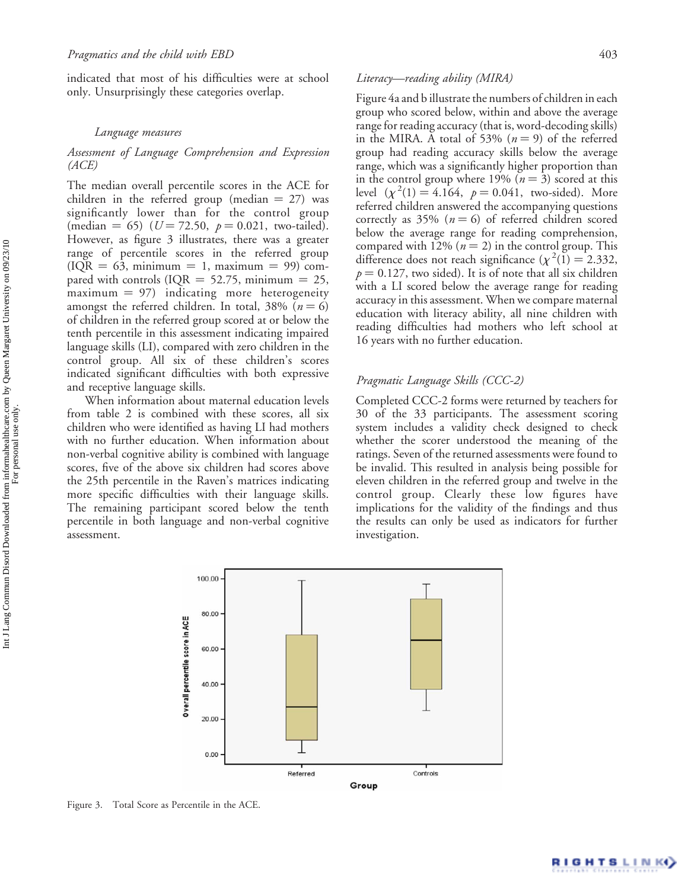indicated that most of his difficulties were at school only. Unsurprisingly these categories overlap.

### *Language measures*

#### *Assessment of Language Comprehension and Expression (ACE)*

The median overall percentile scores in the ACE for children in the referred group (median = 27) was significantly lower than for the control group (median = 65) ($U = 72.50$, $p = 0.021$, two-tailed). However, as figure 3 illustrates, there was a greater range of percentile scores in the referred group (IQR = 63, minimum = 1, maximum = 99) compared with controls (IQR = 52.75, minimum = 25, maximum = 97) indicating more heterogeneity amongst the referred children. In total, 38% ($n = 6$) of children in the referred group scored at or below the tenth percentile in this assessment indicating impaired language skills (LI), compared with zero children in the control group. All six of these children's scores indicated significant difficulties with both expressive and receptive language skills.

When information about maternal education levels from table 2 is combined with these scores, all six children who were identified as having LI had mothers with no further education. When information about non-verbal cognitive ability is combined with language scores, five of the above six children had scores above the 25th percentile in the Raven's matrices indicating more specific difficulties with their language skills. The remaining participant scored below the tenth percentile in both language and non-verbal cognitive assessment.

#### *Literacy—reading ability (MIRA)*

Figure 4a and b illustrate the numbers of children in each group who scored below, within and above the average range for reading accuracy (that is, word-decoding skills) in the MIRA. A total of 53% ($n = 9$) of the referred group had reading accuracy skills below the average range, which was a significantly higher proportion than in the control group where 19% ($n = 3$) scored at this level ($\chi^2(1) = 4.164$, $p = 0.041$, two-sided). More referred children answered the accompanying questions correctly as 35% ($n = 6$) of referred children scored below the average range for reading comprehension, compared with 12% ($n = 2$) in the control group. This difference does not reach significance ($\chi^2(1) = 2.332$, $p = 0.127$, two sided). It is of note that all six children with a LI scored below the average range for reading accuracy in this assessment. When we compare maternal education with literacy ability, all nine children with reading difficulties had mothers who left school at 16 years with no further education.

#### *Pragmatic Language Skills (CCC-2)*

Completed CCC-2 forms were returned by teachers for 30 of the 33 participants. The assessment scoring system includes a validity check designed to check whether the scorer understood the meaning of the ratings. Seven of the returned assessments were found to be invalid. This resulted in analysis being possible for eleven children in the referred group and twelve in the control group. Clearly these low figures have implications for the validity of the findings and thus the results can only be used as indicators for further investigation.

Figure 3. Total Score as Percentile in the ACE.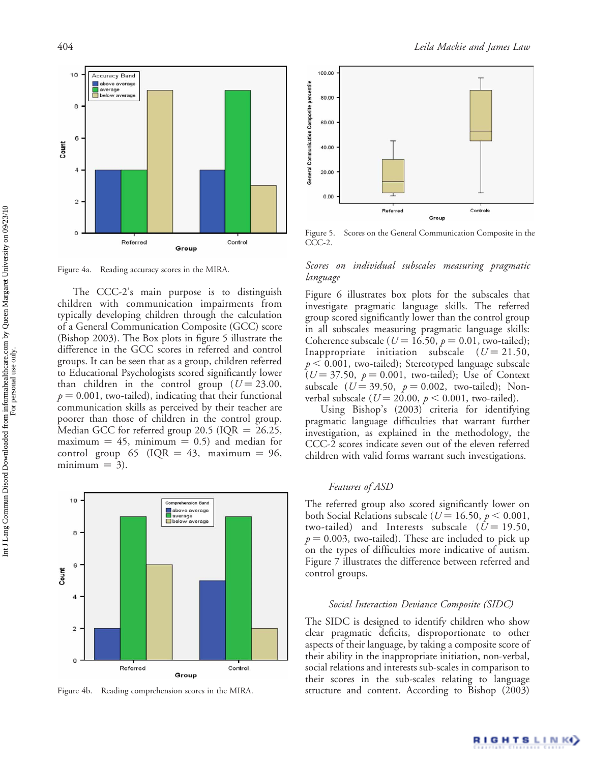Figure 4a. Reading accuracy scores in the MIRA.

The CCC-2's main purpose is to distinguish children with communication impairments from typically developing children through the calculation of a General Communication Composite (GCC) score (Bishop 2003). The Box plots in figure 5 illustrate the difference in the GCC scores in referred and control groups. It can be seen that as a group, children referred to Educational Psychologists scored significantly lower than children in the control group ($U = 23.00$, $p = 0.001$, two-tailed), indicating that their functional communication skills as perceived by their teacher are poorer than those of children in the control group. Median GCC for referred group 20.5 (IQR = 26.25, maximum = 45, minimum = 0.5) and median for control group 65 (IQR = 43, maximum = 96, minimum = 3).

Figure 4b. Reading comprehension scores in the MIRA.

Figure 5. Scores on the General Communication Composite in the CCC-2.

*Scores on individual subscales measuring pragmatic language*

Figure 6 illustrates box plots for the subscales that investigate pragmatic language skills. The referred group scored significantly lower than the control group in all subscales measuring pragmatic language skills: Coherence subscale ($U = 16.50$, $p = 0.01$, two-tailed); Inappropriate initiation subscale ($U = 21.50$, $p < 0.001$, two-tailed); Stereotyped language subscale ($U = 37.50$, $p = 0.001$, two-tailed); Use of Context subscale ($U = 39.50$, $p = 0.002$, two-tailed); Non-verbal subscale ($U = 20.00$, $p < 0.001$, two-tailed).

Using Bishop's (2003) criteria for identifying pragmatic language difficulties that warrant further investigation, as explained in the methodology, the CCC-2 scores indicate seven out of the eleven referred children with valid forms warrant such investigations.

*Features of ASD*

The referred group also scored significantly lower on both Social Relations subscale ($U = 16.50$, $p < 0.001$, two-tailed) and Interests subscale ($U = 19.50$, $p = 0.003$, two-tailed). These are included to pick up on the types of difficulties more indicative of autism. Figure 7 illustrates the difference between referred and control groups.

*Social Interaction Deviance Composite (SIDC)*

The SIDC is designed to identify children who show clear pragmatic deficits, disproportionate to other aspects of their language, by taking a composite score of their ability in the inappropriate initiation, non-verbal, social relations and interests sub-scales in comparison to their scores in the sub-scales relating to language structure and content. According to Bishop (2003)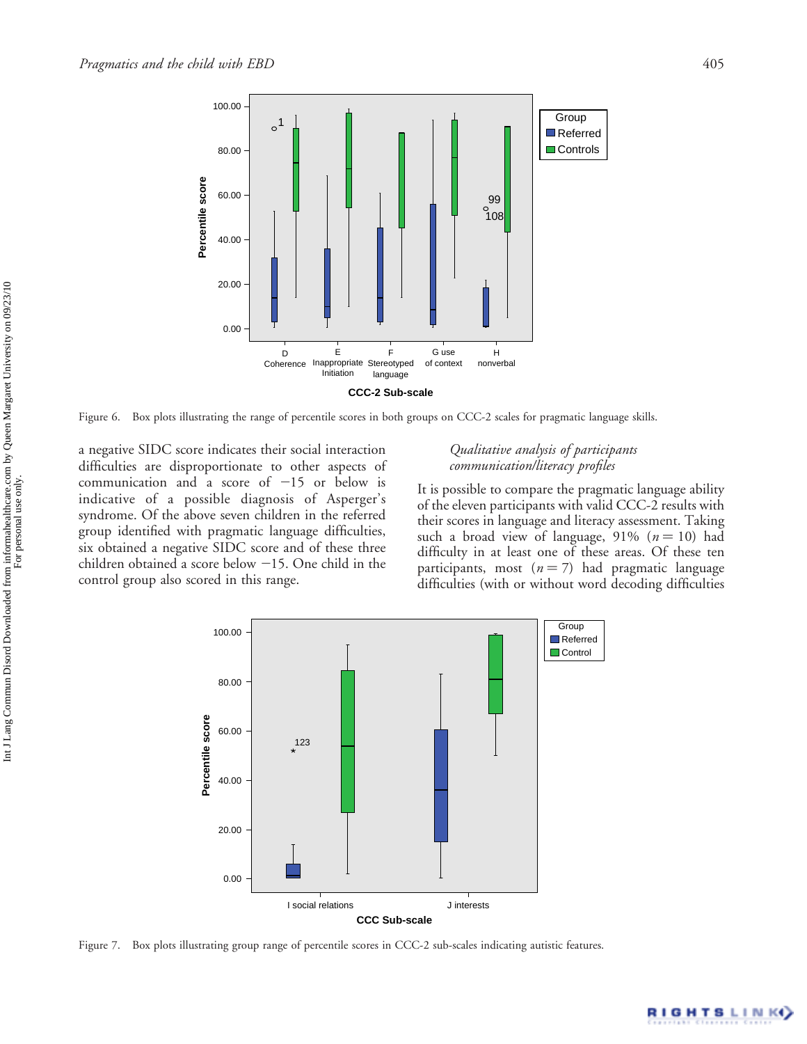Figure 6. Box plots illustrating the range of percentile scores in both groups on CCC-2 scales for pragmatic language skills.

a negative SIDC score indicates their social interaction difficulties are disproportionate to other aspects of communication and a score of −15 or below is indicative of a possible diagnosis of Asperger's syndrome. Of the above seven children in the referred group identified with pragmatic language difficulties, six obtained a negative SIDC score and of these three children obtained a score below −15. One child in the control group also scored in this range.

### *Qualitative analysis of participants communication/literacy profiles*

It is possible to compare the pragmatic language ability of the eleven participants with valid CCC-2 results with their scores in language and literacy assessment. Taking such a broad view of language, 91% ($n = 10$) had difficulty in at least one of these areas. Of these ten participants, most ($n = 7$) had pragmatic language difficulties (with or without word decoding difficulties

Figure 7. Box plots illustrating group range of percentile scores in CCC-2 sub-scales indicating autistic features.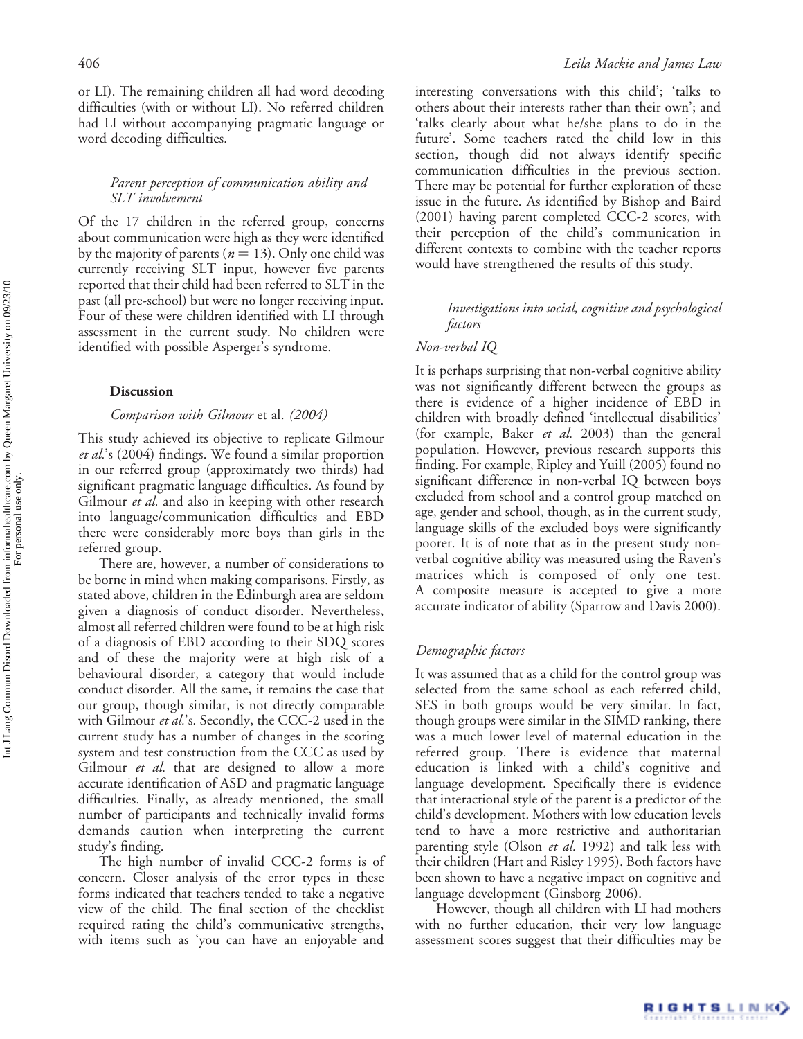or LI). The remaining children all had word decoding difficulties (with or without LI). No referred children had LI without accompanying pragmatic language or word decoding difficulties.

### *Parent perception of communication ability and SLT involvement*

Of the 17 children in the referred group, concerns about communication were high as they were identified by the majority of parents ($n = 13$). Only one child was currently receiving SLT input, however five parents reported that their child had been referred to SLT in the past (all pre-school) but were no longer receiving input. Four of these were children identified with LI through assessment in the current study. No children were identified with possible Asperger's syndrome.

## Discussion

### *Comparison with Gilmour* et al. *(2004)*

This study achieved its objective to replicate Gilmour *et al.*'s (2004) findings. We found a similar proportion in our referred group (approximately two thirds) had significant pragmatic language difficulties. As found by Gilmour *et al.* and also in keeping with other research into language/communication difficulties and EBD there were considerably more boys than girls in the referred group.

There are, however, a number of considerations to be borne in mind when making comparisons. Firstly, as stated above, children in the Edinburgh area are seldom given a diagnosis of conduct disorder. Nevertheless, almost all referred children were found to be at high risk of a diagnosis of EBD according to their SDQ scores and of these the majority were at high risk of a behavioural disorder, a category that would include conduct disorder. All the same, it remains the case that our group, though similar, is not directly comparable with Gilmour *et al.*'s. Secondly, the CCC-2 used in the current study has a number of changes in the scoring system and test construction from the CCC as used by Gilmour *et al.* that are designed to allow a more accurate identification of ASD and pragmatic language difficulties. Finally, as already mentioned, the small number of participants and technically invalid forms demands caution when interpreting the current study's finding.

The high number of invalid CCC-2 forms is of concern. Closer analysis of the error types in these forms indicated that teachers tended to take a negative view of the child. The final section of the checklist required rating the child's communicative strengths, with items such as 'you can have an enjoyable and interesting conversations with this child'; 'talks to others about their interests rather than their own'; and 'talks clearly about what he/she plans to do in the future'. Some teachers rated the child low in this section, though did not always identify specific communication difficulties in the previous section. There may be potential for further exploration of these issue in the future. As identified by Bishop and Baird (2001) having parent completed CCC-2 scores, with their perception of the child's communication in different contexts to combine with the teacher reports would have strengthened the results of this study.

### *Investigations into social, cognitive and psychological factors*

#### *Non-verbal IQ*

It is perhaps surprising that non-verbal cognitive ability was not significantly different between the groups as there is evidence of a higher incidence of EBD in children with broadly defined 'intellectual disabilities' (for example, Baker *et al.* 2003) than the general population. However, previous research supports this finding. For example, Ripley and Yuill (2005) found no significant difference in non-verbal IQ between boys excluded from school and a control group matched on age, gender and school, though, as in the current study, language skills of the excluded boys were significantly poorer. It is of note that as in the present study non-verbal cognitive ability was measured using the Raven's matrices which is composed of only one test. A composite measure is accepted to give a more accurate indicator of ability (Sparrow and Davis 2000).

#### *Demographic factors*

It was assumed that as a child for the control group was selected from the same school as each referred child, SES in both groups would be very similar. In fact, though groups were similar in the SIMD ranking, there was a much lower level of maternal education in the referred group. There is evidence that maternal education is linked with a child's cognitive and language development. Specifically there is evidence that interactional style of the parent is a predictor of the child's development. Mothers with low education levels tend to have a more restrictive and authoritarian parenting style (Olson *et al.* 1992) and talk less with their children (Hart and Risley 1995). Both factors have been shown to have a negative impact on cognitive and language development (Ginsborg 2006).

However, though all children with LI had mothers with no further education, their very low language assessment scores suggest that their difficulties may be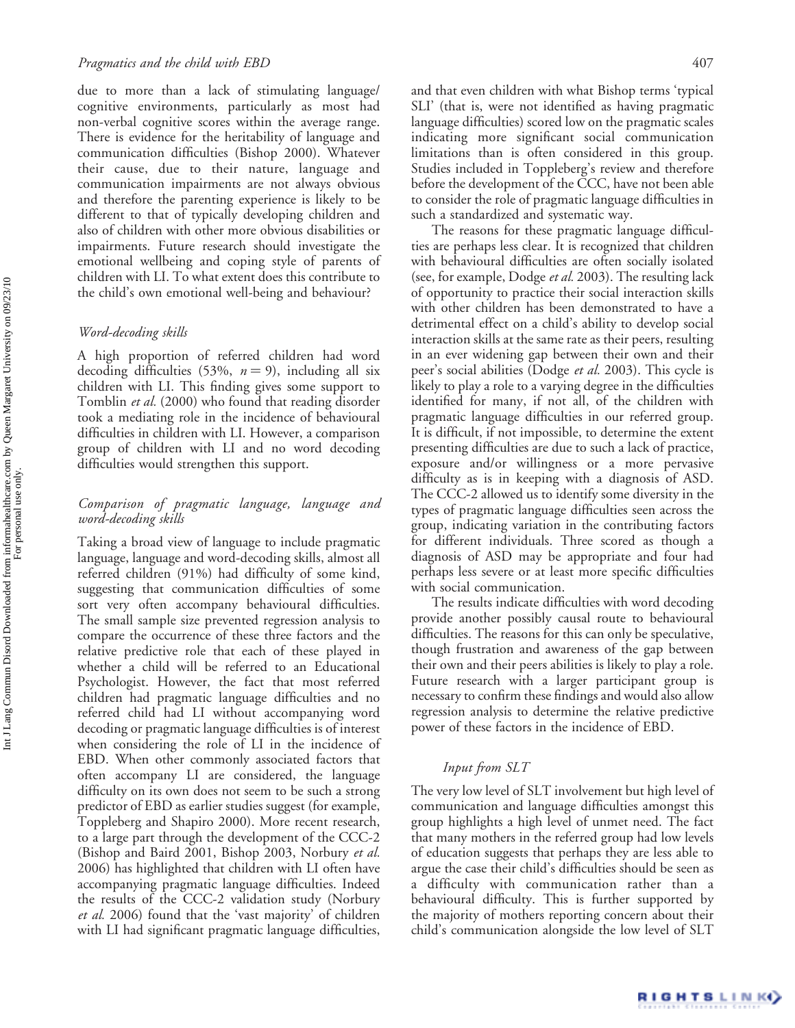due to more than a lack of stimulating language/cognitive environments, particularly as most had non-verbal cognitive scores within the average range. There is evidence for the heritability of language and communication difficulties (Bishop 2000). Whatever their cause, due to their nature, language and communication impairments are not always obvious and therefore the parenting experience is likely to be different to that of typically developing children and also of children with other more obvious disabilities or impairments. Future research should investigate the emotional wellbeing and coping style of parents of children with LI. To what extent does this contribute to the child's own emotional well-being and behaviour?

### *Word-decoding skills*

A high proportion of referred children had word decoding difficulties (53%, $n = 9$), including all six children with LI. This finding gives some support to Tomblin *et al.* (2000) who found that reading disorder took a mediating role in the incidence of behavioural difficulties in children with LI. However, a comparison group of children with LI and no word decoding difficulties would strengthen this support.

### *Comparison of pragmatic language, language and word-decoding skills*

Taking a broad view of language to include pragmatic language, language and word-decoding skills, almost all referred children (91%) had difficulty of some kind, suggesting that communication difficulties of some sort very often accompany behavioural difficulties. The small sample size prevented regression analysis to compare the occurrence of these three factors and the relative predictive role that each of these played in whether a child will be referred to an Educational Psychologist. However, the fact that most referred children had pragmatic language difficulties and no referred child had LI without accompanying word decoding or pragmatic language difficulties is of interest when considering the role of LI in the incidence of EBD. When other commonly associated factors that often accompany LI are considered, the language difficulty on its own does not seem to be such a strong predictor of EBD as earlier studies suggest (for example, Toppleberg and Shapiro 2000). More recent research, to a large part through the development of the CCC-2 (Bishop and Baird 2001, Bishop 2003, Norbury *et al.* 2006) has highlighted that children with LI often have accompanying pragmatic language difficulties. Indeed the results of the CCC-2 validation study (Norbury *et al.* 2006) found that the 'vast majority' of children with LI had significant pragmatic language difficulties, and that even children with what Bishop terms 'typical SLI' (that is, were not identified as having pragmatic language difficulties) scored low on the pragmatic scales indicating more significant social communication limitations than is often considered in this group. Studies included in Toppleberg's review and therefore before the development of the CCC, have not been able to consider the role of pragmatic language difficulties in such a standardized and systematic way.

The reasons for these pragmatic language difficulties are perhaps less clear. It is recognized that children with behavioural difficulties are often socially isolated (see, for example, Dodge *et al.* 2003). The resulting lack of opportunity to practice their social interaction skills with other children has been demonstrated to have a detrimental effect on a child's ability to develop social interaction skills at the same rate as their peers, resulting in an ever widening gap between their own and their peer's social abilities (Dodge *et al.* 2003). This cycle is likely to play a role to a varying degree in the difficulties identified for many, if not all, of the children with pragmatic language difficulties in our referred group. It is difficult, if not impossible, to determine the extent presenting difficulties are due to such a lack of practice, exposure and/or willingness or a more pervasive difficulty as is in keeping with a diagnosis of ASD. The CCC-2 allowed us to identify some diversity in the types of pragmatic language difficulties seen across the group, indicating variation in the contributing factors for different individuals. Three scored as though a diagnosis of ASD may be appropriate and four had perhaps less severe or at least more specific difficulties with social communication.

The results indicate difficulties with word decoding provide another possibly causal route to behavioural difficulties. The reasons for this can only be speculative, though frustration and awareness of the gap between their own and their peers abilities is likely to play a role. Future research with a larger participant group is necessary to confirm these findings and would also allow regression analysis to determine the relative predictive power of these factors in the incidence of EBD.

### *Input from SLT*

The very low level of SLT involvement but high level of communication and language difficulties amongst this group highlights a high level of unmet need. The fact that many mothers in the referred group had low levels of education suggests that perhaps they are less able to argue the case their child's difficulties should be seen as a difficulty with communication rather than a behavioural difficulty. This is further supported by the majority of mothers reporting concern about their child's communication alongside the low level of SLT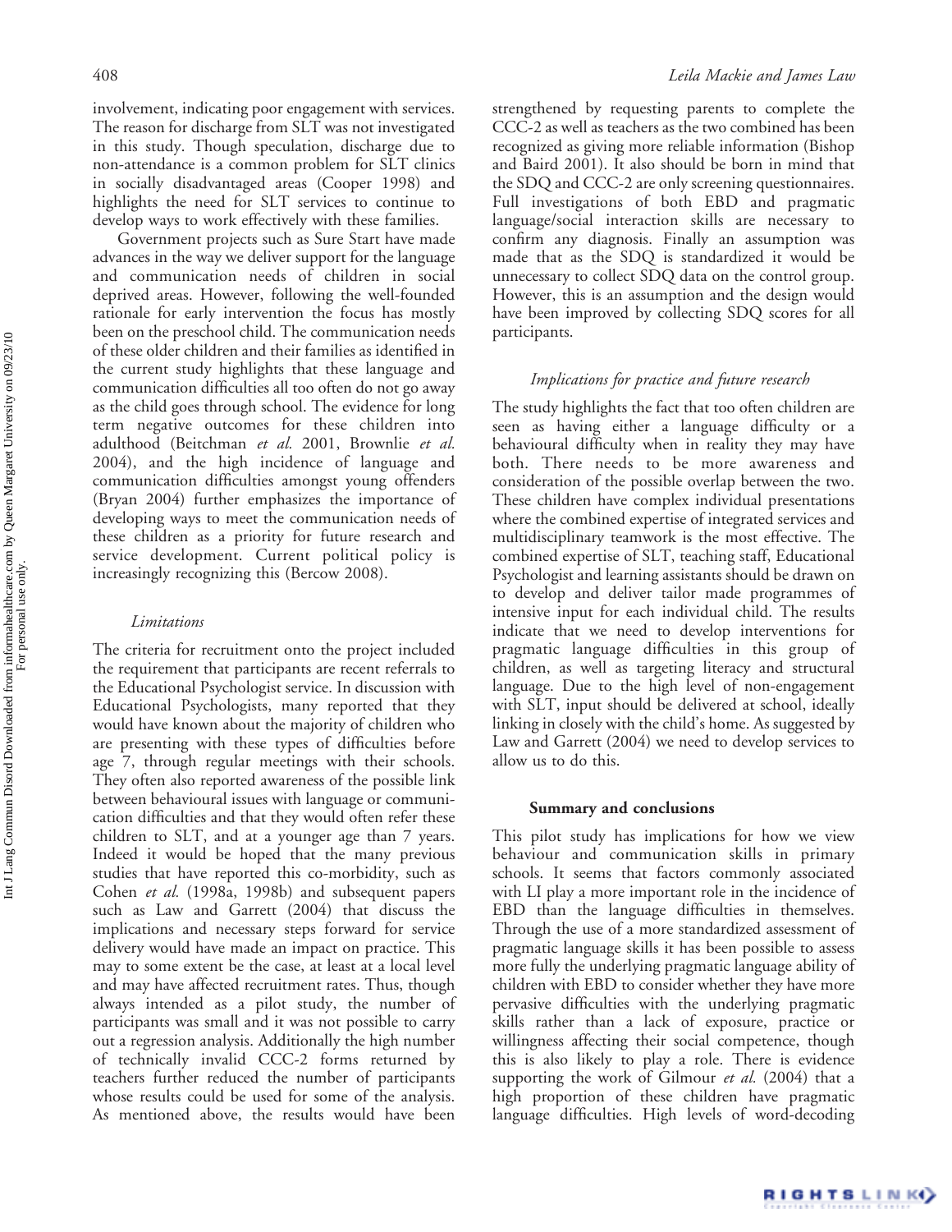involvement, indicating poor engagement with services. The reason for discharge from SLT was not investigated in this study. Though speculation, discharge due to non-attendance is a common problem for SLT clinics in socially disadvantaged areas (Cooper 1998) and highlights the need for SLT services to continue to develop ways to work effectively with these families.

Government projects such as Sure Start have made advances in the way we deliver support for the language and communication needs of children in social deprived areas. However, following the well-founded rationale for early intervention the focus has mostly been on the preschool child. The communication needs of these older children and their families as identified in the current study highlights that these language and communication difficulties all too often do not go away as the child goes through school. The evidence for long term negative outcomes for these children into adulthood (Beitchman *et al.* 2001, Brownlie *et al.* 2004), and the high incidence of language and communication difficulties amongst young offenders (Bryan 2004) further emphasizes the importance of developing ways to meet the communication needs of these children as a priority for future research and service development. Current political policy is increasingly recognizing this (Bercow 2008).

### *Limitations*

The criteria for recruitment onto the project included the requirement that participants are recent referrals to the Educational Psychologist service. In discussion with Educational Psychologists, many reported that they would have known about the majority of children who are presenting with these types of difficulties before age 7, through regular meetings with their schools. They often also reported awareness of the possible link between behavioural issues with language or communication difficulties and that they would often refer these children to SLT, and at a younger age than 7 years. Indeed it would be hoped that the many previous studies that have reported this co-morbidity, such as Cohen *et al.* (1998a, 1998b) and subsequent papers such as Law and Garrett (2004) that discuss the implications and necessary steps forward for service delivery would have made an impact on practice. This may to some extent be the case, at least at a local level and may have affected recruitment rates. Thus, though always intended as a pilot study, the number of participants was small and it was not possible to carry out a regression analysis. Additionally the high number of technically invalid CCC-2 forms returned by teachers further reduced the number of participants whose results could be used for some of the analysis. As mentioned above, the results would have been strengthened by requesting parents to complete the CCC-2 as well as teachers as the two combined has been recognized as giving more reliable information (Bishop and Baird 2001). It also should be born in mind that the SDQ and CCC-2 are only screening questionnaires. Full investigations of both EBD and pragmatic language/social interaction skills are necessary to confirm any diagnosis. Finally an assumption was made that as the SDQ is standardized it would be unnecessary to collect SDQ data on the control group. However, this is an assumption and the design would have been improved by collecting SDQ scores for all participants.

### *Implications for practice and future research*

The study highlights the fact that too often children are seen as having either a language difficulty or a behavioural difficulty when in reality they may have both. There needs to be more awareness and consideration of the possible overlap between the two. These children have complex individual presentations where the combined expertise of integrated services and multidisciplinary teamwork is the most effective. The combined expertise of SLT, teaching staff, Educational Psychologist and learning assistants should be drawn on to develop and deliver tailor made programmes of intensive input for each individual child. The results indicate that we need to develop interventions for pragmatic language difficulties in this group of children, as well as targeting literacy and structural language. Due to the high level of non-engagement with SLT, input should be delivered at school, ideally linking in closely with the child's home. As suggested by Law and Garrett (2004) we need to develop services to allow us to do this.

## **Summary and conclusions**

This pilot study has implications for how we view behaviour and communication skills in primary schools. It seems that factors commonly associated with LI play a more important role in the incidence of EBD than the language difficulties in themselves. Through the use of a more standardized assessment of pragmatic language skills it has been possible to assess more fully the underlying pragmatic language ability of children with EBD to consider whether they have more pervasive difficulties with the underlying pragmatic skills rather than a lack of exposure, practice or willingness affecting their social competence, though this is also likely to play a role. There is evidence supporting the work of Gilmour *et al.* (2004) that a high proportion of these children have pragmatic language difficulties. High levels of word-decoding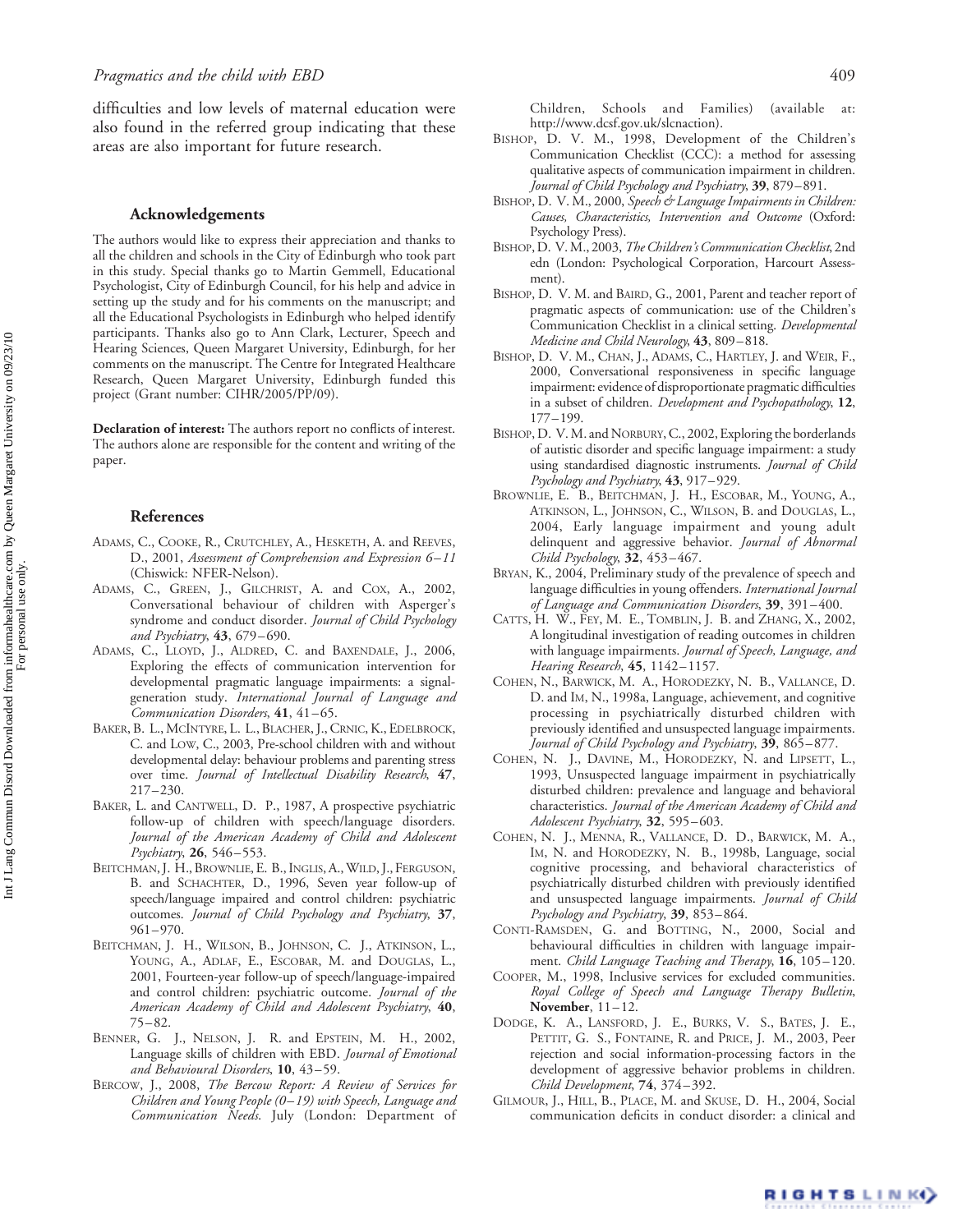difficulties and low levels of maternal education were also found in the referred group indicating that these areas are also important for future research.

## Acknowledgements

The authors would like to express their appreciation and thanks to all the children and schools in the City of Edinburgh who took part in this study. Special thanks go to Martin Gemmell, Educational Psychologist, City of Edinburgh Council, for his help and advice in setting up the study and for his comments on the manuscript; and all the Educational Psychologists in Edinburgh who helped identify participants. Thanks also go to Ann Clark, Lecturer, Speech and Hearing Sciences, Queen Margaret University, Edinburgh, for her comments on the manuscript. The Centre for Integrated Healthcare Research, Queen Margaret University, Edinburgh funded this project (Grant number: CIHR/2005/PP/09).

**Declaration of interest:** The authors report no conflicts of interest. The authors alone are responsible for the content and writing of the paper.

## References

Adams, C., Cooke, R., Crutchley, A., Hesketh, A. and Reeves, D., 2001, *Assessment of Comprehension and Expression 6–11* (Chiswick: NFER-Nelson).

Adams, C., Green, J., Gilchrist, A. and Cox, A., 2002, Conversational behaviour of children with Asperger's syndrome and conduct disorder. *Journal of Child Psychology and Psychiatry*, **43**, 679–690.

Adams, C., Lloyd, J., Aldred, C. and Baxendale, J., 2006, Exploring the effects of communication intervention for developmental pragmatic language impairments: a signal-generation study. *International Journal of Language and Communication Disorders*, **41**, 41–65.

Baker, B. L., McIntyre, L. L., Blacher, J., Crnic, K., Edelbrock, C. and Low, C., 2003, Pre-school children with and without developmental delay: behaviour problems and parenting stress over time. *Journal of Intellectual Disability Research*, **47**, 217–230.

Baker, L. and Cantwell, D. P., 1987, A prospective psychiatric follow-up of children with speech/language disorders. *Journal of the American Academy of Child and Adolescent Psychiatry*, **26**, 546–553.

Beitchman, J. H., Brownlie, E. B., Inglis, A., Wild, J., Ferguson, B. and Schachter, D., 1996, Seven year follow-up of speech/language impaired and control children: psychiatric outcomes. *Journal of Child Psychology and Psychiatry*, **37**, 961–970.

Beitchman, J. H., Wilson, B., Johnson, C. J., Atkinson, L., Young, A., Adlaf, E., Escobar, M. and Douglas, L., 2001, Fourteen-year follow-up of speech/language-impaired and control children: psychiatric outcome. *Journal of the American Academy of Child and Adolescent Psychiatry*, **40**, 75–82.

Benner, G. J., Nelson, J. R. and Epstein, M. H., 2002, Language skills of children with EBD. *Journal of Emotional and Behavioural Disorders*, **10**, 43–59.

Bercow, J., 2008, *The Bercow Report: A Review of Services for Children and Young People (0–19) with Speech, Language and Communication Needs.* July (London: Department of Children, Schools and Families) (available at: http://www.dcsf.gov.uk/slcnaction).

Bishop, D. V. M., 1998, Development of the Children's Communication Checklist (CCC): a method for assessing qualitative aspects of communication impairment in children. *Journal of Child Psychology and Psychiatry*, **39**, 879–891.

Bishop, D. V. M., 2000, *Speech & Language Impairments in Children: Causes, Characteristics, Intervention and Outcome* (Oxford: Psychology Press).

Bishop, D. V. M., 2003, *The Children's Communication Checklist*, 2nd edn (London: Psychological Corporation, Harcourt Assessment).

Bishop, D. V. M. and Baird, G., 2001, Parent and teacher report of pragmatic aspects of communication: use of the Children's Communication Checklist in a clinical setting. *Developmental Medicine and Child Neurology*, **43**, 809–818.

Bishop, D. V. M., Chan, J., Adams, C., Hartley, J. and Weir, F., 2000, Conversational responsiveness in specific language impairment: evidence of disproportionate pragmatic difficulties in a subset of children. *Development and Psychopathology*, **12**, 177–199.

Bishop, D. V. M. and Norbury, C., 2002, Exploring the borderlands of autistic disorder and specific language impairment: a study using standardised diagnostic instruments. *Journal of Child Psychology and Psychiatry*, **43**, 917–929.

Brownlie, E. B., Beitchman, J. H., Escobar, M., Young, A., Atkinson, L., Johnson, C., Wilson, B. and Douglas, L., 2004, Early language impairment and young adult delinquent and aggressive behavior. *Journal of Abnormal Child Psychology*, **32**, 453–467.

Bryan, K., 2004, Preliminary study of the prevalence of speech and language difficulties in young offenders. *International Journal of Language and Communication Disorders*, **39**, 391–400.

Catts, H. W., Fey, M. E., Tomblin, J. B. and Zhang, X., 2002, A longitudinal investigation of reading outcomes in children with language impairments. *Journal of Speech, Language, and Hearing Research*, **45**, 1142–1157.

Cohen, N., Barwick, M. A., Horodezky, N. B., Vallance, D. D. and Im, N., 1998a, Language, achievement, and cognitive processing in psychiatrically disturbed children with previously identified and unsuspected language impairments. *Journal of Child Psychology and Psychiatry*, **39**, 865–877.

Cohen, N. J., Davine, M., Horodezky, N. and Lipsett, L., 1993, Unsuspected language impairment in psychiatrically disturbed children: prevalence and language and behavioral characteristics. *Journal of the American Academy of Child and Adolescent Psychiatry*, **32**, 595–603.

Cohen, N. J., Menna, R., Vallance, D. D., Barwick, M. A., Im, N. and Horodezky, N. B., 1998b, Language, social cognitive processing, and behavioral characteristics of psychiatrically disturbed children with previously identified and unsuspected language impairments. *Journal of Child Psychology and Psychiatry*, **39**, 853–864.

Conti-Ramsden, G. and Botting, N., 2000, Social and behavioural difficulties in children with language impairment. *Child Language Teaching and Therapy*, **16**, 105–120.

Cooper, M., 1998, Inclusive services for excluded communities. *Royal College of Speech and Language Therapy Bulletin*, **November**, 11–12.

Dodge, K. A., Lansford, J. E., Burks, V. S., Bates, J. E., Pettit, G. S., Fontaine, R. and Price, J. M., 2003, Peer rejection and social information-processing factors in the development of aggressive behavior problems in children. *Child Development*, **74**, 374–392.

Gilmour, J., Hill, B., Place, M. and Skuse, D. H., 2004, Social communication deficits in conduct disorder: a clinical and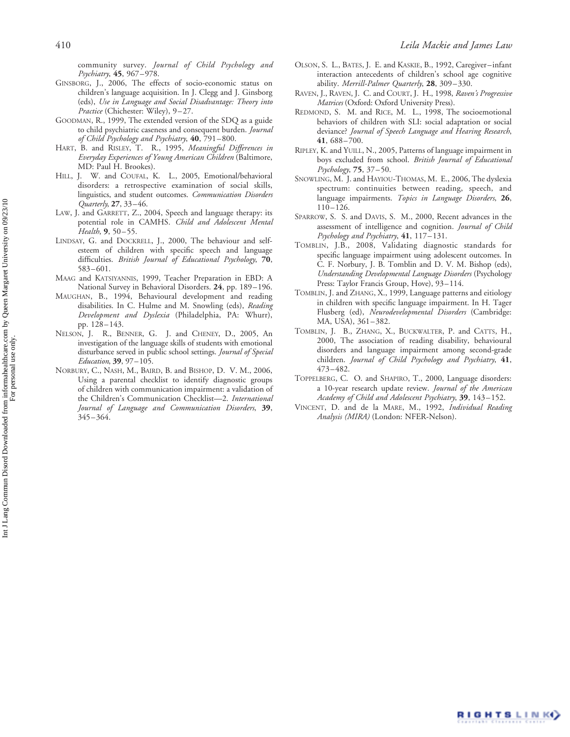community survey. *Journal of Child Psychology and Psychiatry*, **45**, 967–978.

GINSBORG, J., 2006, The effects of socio-economic status on children's language acquisition. In J. Clegg and J. Ginsborg (eds), *Use in Language and Social Disadvantage: Theory into Practice* (Chichester: Wiley), 9–27.

GOODMAN, R., 1999, The extended version of the SDQ as a guide to child psychiatric caseness and consequent burden. *Journal of Child Psychology and Psychiatry*, **40**, 791–800.

HART, B. and RISLEY, T. R., 1995, *Meaningful Differences in Everyday Experiences of Young American Children* (Baltimore, MD: Paul H. Brookes).

HILL, J. W. and COUFAL, K. L., 2005, Emotional/behavioral disorders: a retrospective examination of social skills, linguistics, and student outcomes. *Communication Disorders Quarterly*, **27**, 33–46.

LAW, J. and GARRETT, Z., 2004, Speech and language therapy: its potential role in CAMHS. *Child and Adolescent Mental Health*, **9**, 50–55.

LINDSAY, G. and DOCKRELL, J., 2000, The behaviour and self-esteem of children with specific speech and language difficulties. *British Journal of Educational Psychology*, **70**, 583–601.

MAAG and KATSIYANNIS, 1999, Teacher Preparation in EBD: A National Survey in Behavioral Disorders. **24**, pp. 189–196.

MAUGHAN, B., 1994, Behavioural development and reading disabilities. In C. Hulme and M. Snowling (eds), *Reading Development and Dyslexia* (Philadelphia, PA: Whurr), pp. 128–143.

NELSON, J. R., BENNER, G. J. and CHENEY, D., 2005, An investigation of the language skills of students with emotional disturbance served in public school settings. *Journal of Special Education*, **39**, 97–105.

NORBURY, C., NASH, M., BAIRD, B. and BISHOP, D. V. M., 2006, Using a parental checklist to identify diagnostic groups of children with communication impairment: a validation of the Children's Communication Checklist—2. *International Journal of Language and Communication Disorders*, **39**, 345–364.

OLSON, S. L., BATES, J. E. and KASKIE, B., 1992, Caregiver–infant interaction antecedents of children's school age cognitive ability. *Merrill-Palmer Quarterly*, **28**, 309–330.

RAVEN, J., RAVEN, J. C. and COURT, J. H., 1998, *Raven's Progressive Matrices* (Oxford: Oxford University Press).

REDMOND, S. M. and RICE, M. L., 1998, The socioemotional behaviors of children with SLI: social adaptation or social deviance? *Journal of Speech Language and Hearing Research*, **41**, 688–700.

RIPLEY, K. and YUILL, N., 2005, Patterns of language impairment in boys excluded from school. *British Journal of Educational Psychology*, **75**, 37–50.

SNOWLING, M. J. and HAYIOU-THOMAS, M. E., 2006, The dyslexia spectrum: continuities between reading, speech, and language impairments. *Topics in Language Disorders*, **26**, 110–126.

SPARROW, S. S. and DAVIS, S. M., 2000, Recent advances in the assessment of intelligence and cognition. *Journal of Child Psychology and Psychiatry*, **41**, 117–131.

TOMBLIN, J.B., 2008, Validating diagnostic standards for specific language impairment using adolescent outcomes. In C. F. Norbury, J. B. Tomblin and D. V. M. Bishop (eds), Understanding Developmental Language Disorders (Psychology Press: Taylor Francis Group, Hove), 93–114.

TOMBLIN, J. and ZHANG, X., 1999, Language patterns and eitiology in children with specific language impairment. In H. Tager Flusberg (ed), *Neurodevelopmental Disorders* (Cambridge: MA, USA), 361–382.

TOMBLIN, J. B., ZHANG, X., BUCKWALTER, P. and CATTS, H., 2000, The association of reading disability, behavioural disorders and language impairment among second-grade children. *Journal of Child Psychology and Psychiatry*, **41**, 473–482.

TOPPELBERG, C. O. and SHAPIRO, T., 2000, Language disorders: a 10-year research update review. *Journal of the American Academy of Child and Adolescent Psychiatry*, **39**, 143–152.

VINCENT, D. and de la MARE, M., 1992, *Individual Reading Analysis (MIRA)* (London: NFER-Nelson).